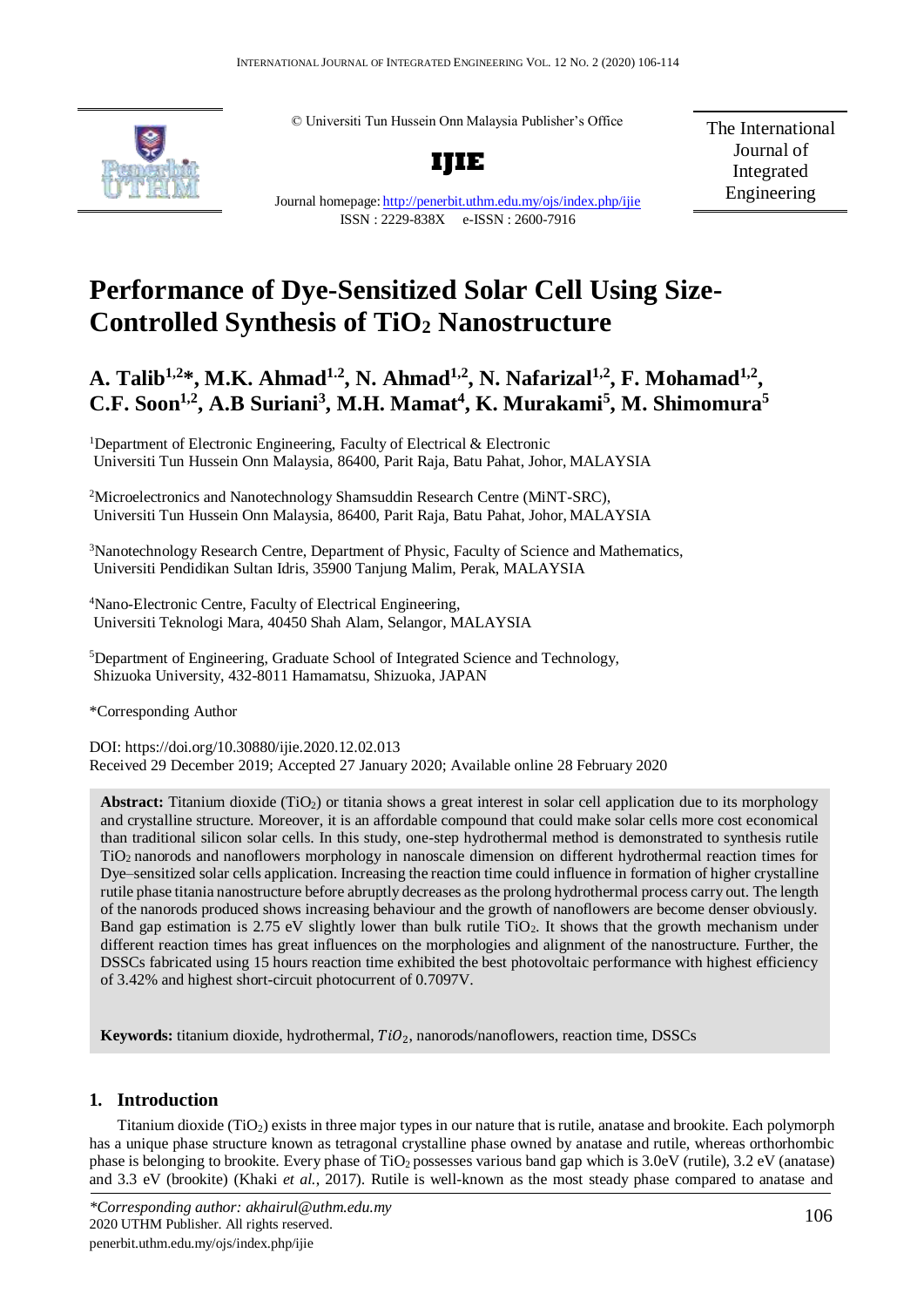© Universiti Tun Hussein Onn Malaysia Publisher's Office

**IJIE**

Journal homepage: http://penerbit.uthm.edu.my/ojs/index.php/ijie

ISSN : 2229-838X e-ISSN : 2600-7916

The International Journal of Integrated Engineering

# Performance of Dye-Sensitized Solar Cell Using Size-Controlled Synthesis of $TiO_2$ Nanostructure

## A. Talib[1,2]*, M.K. Ahmad[1,2], N. Ahmad[1,2], N. Nafarizal[1,2], F. Mohamad[1,2], C.F. Soon[1,2], A.B Suriani[3], M.H. Mamat[4], K. Murakami[5], M. Shimomura[5]

[1]Department of Electronic Engineering, Faculty of Electrical & Electronic Universiti Tun Hussein Onn Malaysia, 86400, Parit Raja, Batu Pahat, Johor, MALAYSIA

[2]Microelectronics and Nanotechnology Shamsuddin Research Centre (MiNT-SRC), Universiti Tun Hussein Onn Malaysia, 86400, Parit Raja, Batu Pahat, Johor, MALAYSIA

[3]Nanotechnology Research Centre, Department of Physic, Faculty of Science and Mathematics, Universiti Pendidikan Sultan Idris, 35900 Tanjung Malim, Perak, MALAYSIA

[4]Nano-Electronic Centre, Faculty of Electrical Engineering, Universiti Teknologi Mara, 40450 Shah Alam, Selangor, MALAYSIA

[5]Department of Engineering, Graduate School of Integrated Science and Technology, Shizuoka University, 432-8011 Hamamatsu, Shizuoka, JAPAN

*Corresponding Author

DOI: https://doi.org/10.30880/ijie.2020.12.02.013

Received 29 December 2019; Accepted 27 January 2020; Available online 28 February 2020

**Abstract:** Titanium dioxide ($TiO_2$) or titania shows a great interest in solar cell application due to its morphology and crystalline structure. Moreover, it is an affordable compound that could make solar cells more cost economical than traditional silicon solar cells. In this study, one-step hydrothermal method is demonstrated to synthesis rutile $TiO_2$ nanorods and nanoflowers morphology in nanoscale dimension on different hydrothermal reaction times for Dye–sensitized solar cells application. Increasing the reaction time could influence in formation of higher crystalline rutile phase titania nanostructure before abruptly decreases as the prolong hydrothermal process carry out. The length of the nanorods produced shows increasing behaviour and the growth of nanoflowers are become denser obviously. Band gap estimation is 2.75 eV slightly lower than bulk rutile $TiO_2$. It shows that the growth mechanism under different reaction times has great influences on the morphologies and alignment of the nanostructure. Further, the DSSCs fabricated using 15 hours reaction time exhibited the best photovoltaic performance with highest efficiency of 3.42% and highest short-circuit photocurrent of 0.7097V.

**Keywords:** titanium dioxide, hydrothermal, $TiO_2$, nanorods/nanoflowers, reaction time, DSSCs

## 1. Introduction

Titanium dioxide ($TiO_2$) exists in three major types in our nature that is rutile, anatase and brookite. Each polymorph has a unique phase structure known as tetragonal crystalline phase owned by anatase and rutile, whereas orthorhombic phase is belonging to brookite. Every phase of $TiO_2$ possesses various band gap which is 3.0eV (rutile), 3.2 eV (anatase) and 3.3 eV (brookite) (Khaki *et al.*, 2017). Rutile is well-known as the most steady phase compared to anatase and

*\*Corresponding author: akhairul@uthm.edu.my*
2020 UTHM Publisher. All rights reserved.
penerbit.uthm.edu.my/ojs/index.php/ijie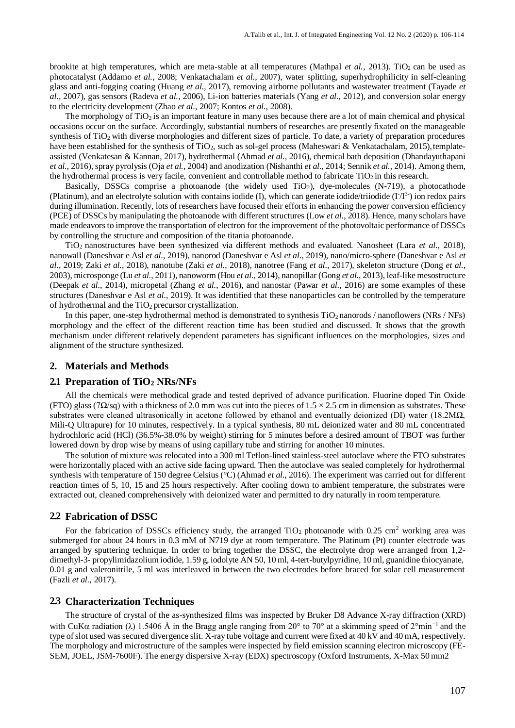brookite at high temperatures, which are meta-stable at all temperatures (Mathpal *et al.*, 2013). $TiO_2$ can be used as photocatalyst (Addamo *et al.*, 2008; Venkatachalam *et al.*, 2007), water splitting, superhydrophilicity in self-cleaning glass and anti-fogging coating (Huang *et al.*, 2017), removing airborne pollutants and wastewater treatment (Tayade *et al.*, 2007), gas sensors (Radeva *et al.*, 2006), Li-ion batteries materials (Yang *et al.*, 2012), and conversion solar energy to the electricity development (Zhao *et al.*, 2007; Kontos *et al.*, 2008).

The morphology of $TiO_2$ is an important feature in many uses because there are a lot of main chemical and physical occasions occur on the surface. Accordingly, substantial numbers of researches are presently fixated on the manageable synthesis of $TiO_2$ with diverse morphologies and different sizes of particle. To date, a variety of preparation procedures have been established for the synthesis of $TiO_2$, such as sol-gel process (Maheswari & Venkatachalam, 2015), template-assisted (Venkatesan & Kannan, 2017), hydrothermal (Ahmad *et al.*, 2016), chemical bath deposition (Dhandayuthapani *et al.*, 2016), spray pyrolysis (Oja *et al.*, 2004) and anodization (Nishanthi *et al.*, 2014; Sennik *et al.*, 2014). Among them, the hydrothermal process is very facile, convenient and controllable method to fabricate $TiO_2$ in this research.

Basically, DSSCs comprise a photoanode (the widely used $TiO_2$), dye-molecules (N-719), a photocathode (Platinum), and an electrolyte solution with contains iodide (I), which can generate iodide/triiodide ($I^-/I^{3-}$) ion redox pairs during illumination. Recently, lots of researchers have focused their efforts in enhancing the power conversion efficiency (PCE) of DSSCs by manipulating the photoanode with different structures (Low *et al.*, 2018). Hence, many scholars have made endeavors to improve the transportation of electron for the improvement of the photovoltaic performance of DSSCs by controlling the structure and composition of the titania photoanode.

$TiO_2$ nanostructures have been synthesized via different methods and evaluated. Nanosheet (Lara *et al.*, 2018), nanowall (Daneshvar e Asl *et al.*, 2019), nanorod (Daneshvar e Asl *et al.*, 2019), nano/micro-sphere (Daneshvar e Asl *et al.*, 2019; Zaki *et al.*, 2018), nanotube (Zaki *et al.*, 2018), nanotree (Fang *et al.*, 2017), skeleton structure (Dong *et al.*, 2003), microsponge (Lu *et al.*, 2011), nanoworm (Hou *et al.*, 2014), nanopillar (Gong *et al.*, 2013), leaf-like mesostructure (Deepak *et al.*, 2014), micropetal (Zhang *et al.*, 2016), and nanostar (Pawar *et al.*, 2016) are some examples of these structures (Daneshvar e Asl *et al.*, 2019). It was identified that these nanoparticles can be controlled by the temperature of hydrothermal and the $TiO_2$ precursor crystallization.

In this paper, one-step hydrothermal method is demonstrated to synthesis $TiO_2$ nanorods / nanoflowers (NRs / NFs) morphology and the effect of the different reaction time has been studied and discussed. It shows that the growth mechanism under different relatively dependent parameters has significant influences on the morphologies, sizes and alignment of the structure synthesized.

## 2. Materials and Methods

### 2.1 Preparation of $TiO_2$ NRs/NFs

All the chemicals were methodical grade and tested deprived of advance purification. Fluorine doped Tin Oxide (FTO) glass (7Ω/sq) with a thickness of 2.0 mm was cut into the pieces of 1.5 × 2.5 cm in dimension as substrates. These substrates were cleaned ultrasonically in acetone followed by ethanol and eventually deionized (DI) water (18.2MΩ, Mili-Q Ultrapure) for 10 minutes, respectively. In a typical synthesis, 80 mL deionized water and 80 mL concentrated hydrochloric acid (HCl) (36.5%-38.0% by weight) stirring for 5 minutes before a desired amount of TBOT was further lowered down by drop wise by means of using capillary tube and stirring for another 10 minutes.

The solution of mixture was relocated into a 300 ml Teflon-lined stainless-steel autoclave where the FTO substrates were horizontally placed with an active side facing upward. Then the autoclave was sealed completely for hydrothermal synthesis with temperature of 150 degree Celsius (°C) (Ahmad *et al.*, 2016). The experiment was carried out for different reaction times of 5, 10, 15 and 25 hours respectively. After cooling down to ambient temperature, the substrates were extracted out, cleaned comprehensively with deionized water and permitted to dry naturally in room temperature.

### 2.2 Fabrication of DSSC

For the fabrication of DSSCs efficiency study, the arranged $TiO_2$ photoanode with 0.25 $cm^2$ working area was submerged for about 24 hours in 0.3 mM of N719 dye at room temperature. The Platinum (Pt) counter electrode was arranged by sputtering technique. In order to bring together the DSSC, the electrolyte drop were arranged from 1,2-dimethyl-3- propylimidazolium iodide, 1.59 g, iodolyte AN 50, 10 ml, 4-tert-butylpyridine, 10 ml, guanidine thiocyanate, 0.01 g and valeronitrile, 5 ml was interleaved in between the two electrodes before braced for solar cell measurement (Fazli *et al.*, 2017).

### 2.3 Characterization Techniques

The structure of crystal of the as-synthesized films was inspected by Bruker D8 Advance X-ray diffraction (XRD) with CuKα radiation (λ) 1.5406 Å in the Bragg angle ranging from 20° to 70° at a skimming speed of $2°min^{-1}$ and the type of slot used was secured divergence slit. X-ray tube voltage and current were fixed at 40 kV and 40 mA, respectively. The morphology and microstructure of the samples were inspected by field emission scanning electron microscopy (FE-SEM, JOEL, JSM-7600F). The energy dispersive X-ray (EDX) spectroscopy (Oxford Instruments, X-Max 50 mm2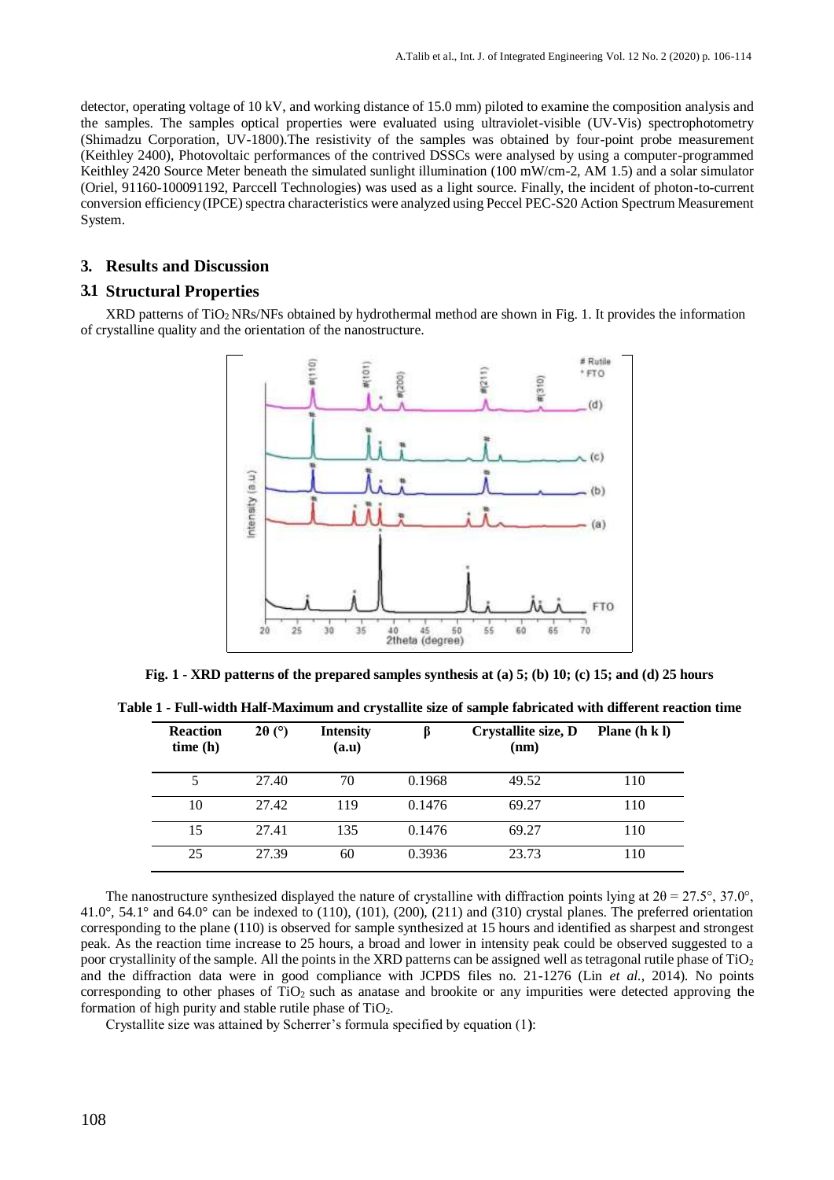detector, operating voltage of 10 kV, and working distance of 15.0 mm) piloted to examine the composition analysis and the samples. The samples optical properties were evaluated using ultraviolet-visible (UV-Vis) spectrophotometry (Shimadzu Corporation, UV-1800).The resistivity of the samples was obtained by four-point probe measurement (Keithley 2400), Photovoltaic performances of the contrived DSSCs were analysed by using a computer-programmed Keithley 2420 Source Meter beneath the simulated sunlight illumination (100 mW/cm-2, AM 1.5) and a solar simulator (Oriel, 91160-100091152, Parccell Technologies) was used as a light source. Finally, the incident of photon-to-current conversion efficiency (IPCE) spectra characteristics were analyzed using Peccel PEC-S20 Action Spectrum Measurement System.

## 3. Results and Discussion

### 3.1 Structural Properties

XRD patterns of $TiO_2$ NRs/NFs obtained by hydrothermal method are shown in Fig. 1. It provides the information of crystalline quality and the orientation of the nanostructure.

**Fig. 1 - XRD patterns of the prepared samples synthesis at (a) 5; (b) 10; (c) 15; and (d) 25 hours**

**Table 1 - Full-width Half-Maximum and crystallite size of sample fabricated with different reaction time**

| Reaction time (h) | 2θ (°) | Intensity (a.u) | β | Crystallite size, D (nm) | Plane (h k l) |
|---|---|---|---|---|---|
| 5 | 27.40 | 70 | 0.1968 | 49.52 | 110 |
| 10 | 27.42 | 119 | 0.1476 | 69.27 | 110 |
| 15 | 27.41 | 135 | 0.1476 | 69.27 | 110 |
| 25 | 27.39 | 60 | 0.3936 | 23.73 | 110 |

The nanostructure synthesized displayed the nature of crystalline with diffraction points lying at 2θ = 27.5°, 37.0°, 41.0°, 54.1° and 64.0° can be indexed to (110), (101), (200), (211) and (310) crystal planes. The preferred orientation corresponding to the plane (110) is observed for sample synthesized at 15 hours and identified as sharpest and strongest peak. As the reaction time increase to 25 hours, a broad and lower in intensity peak could be observed suggested to a poor crystallinity of the sample. All the points in the XRD patterns can be assigned well as tetragonal rutile phase of $TiO_2$ and the diffraction data were in good compliance with JCPDS files no. 21-1276 (Lin *et al.*, 2014). No points corresponding to other phases of $TiO_2$ such as anatase and brookite or any impurities were detected approving the formation of high purity and stable rutile phase of $TiO_2$.

Crystallite size was attained by Scherrer's formula specified by equation (1):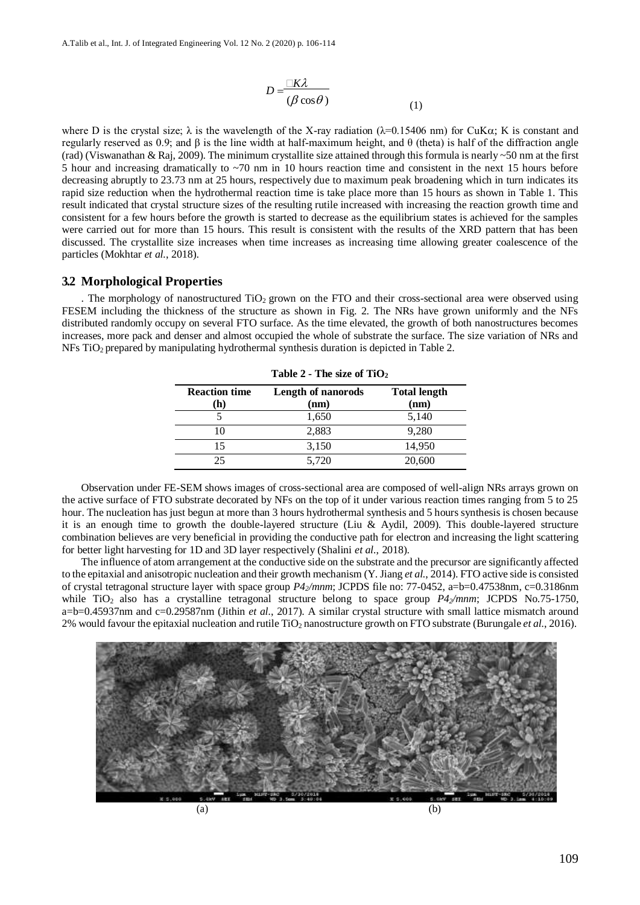$$D = \frac{K\lambda}{(\beta \cos\theta)} \quad (1)$$

where D is the crystal size; λ is the wavelength of the X-ray radiation (λ=0.15406 nm) for CuKα; K is constant and regularly reserved as 0.9; and β is the line width at half-maximum height, and θ (theta) is half of the diffraction angle (rad) (Viswanathan & Raj, 2009). The minimum crystallite size attained through this formula is nearly ~50 nm at the first 5 hour and increasing dramatically to ~70 nm in 10 hours reaction time and consistent in the next 15 hours before decreasing abruptly to 23.73 nm at 25 hours, respectively due to maximum peak broadening which in turn indicates its rapid size reduction when the hydrothermal reaction time is take place more than 15 hours as shown in Table 1. This result indicated that crystal structure sizes of the resulting rutile increased with increasing the reaction growth time and consistent for a few hours before the growth is started to decrease as the equilibrium states is achieved for the samples were carried out for more than 15 hours. This result is consistent with the results of the XRD pattern that has been discussed. The crystallite size increases when time increases as increasing time allowing greater coalescence of the particles (Mokhtar *et al.*, 2018).

## 3.2 Morphological Properties

. The morphology of nanostructured $TiO_2$ grown on the FTO and their cross-sectional area were observed using FESEM including the thickness of the structure as shown in Fig. 2. The NRs have grown uniformly and the NFs distributed randomly occupy on several FTO surface. As the time elevated, the growth of both nanostructures becomes increases, more pack and denser and almost occupied the whole of substrate the surface. The size variation of NRs and NFs $TiO_2$ prepared by manipulating hydrothermal synthesis duration is depicted in Table 2.

**Table 2 - The size of $TiO_2$**

| Reaction time (h) | Length of nanorods (nm) | Total length (nm) |
|---|---|---|
| 5 | 1,650 | 5,140 |
| 10 | 2,883 | 9,280 |
| 15 | 3,150 | 14,950 |
| 25 | 5,720 | 20,600 |

Observation under FE-SEM shows images of cross-sectional area are composed of well-align NRs arrays grown on the active surface of FTO substrate decorated by NFs on the top of it under various reaction times ranging from 5 to 25 hour. The nucleation has just begun at more than 3 hours hydrothermal synthesis and 5 hours synthesis is chosen because it is an enough time to growth the double-layered structure (Liu & Aydil, 2009). This double-layered structure combination believes are very beneficial in providing the conductive path for electron and increasing the light scattering for better light harvesting for 1D and 3D layer respectively (Shalini *et al.*, 2018).

The influence of atom arrangement at the conductive side on the substrate and the precursor are significantly affected to the epitaxial and anisotropic nucleation and their growth mechanism (Y. Jiang *et al.*, 2014). FTO active side is consisted of crystal tetragonal structure layer with space group *P4₂/mnm*; JCPDS file no: 77-0452, a=b=0.47538nm, c=0.3186nm while $TiO_2$ also has a crystalline tetragonal structure belong to space group *P4₂/mnm*; JCPDS No.75-1750, a=b=0.45937nm and c=0.29587nm (Jithin *et al.*, 2017). A similar crystal structure with small lattice mismatch around 2% would favour the epitaxial nucleation and rutile $TiO_2$ nanostructure growth on FTO substrate (Burungale *et al.*, 2016).

(a) (b)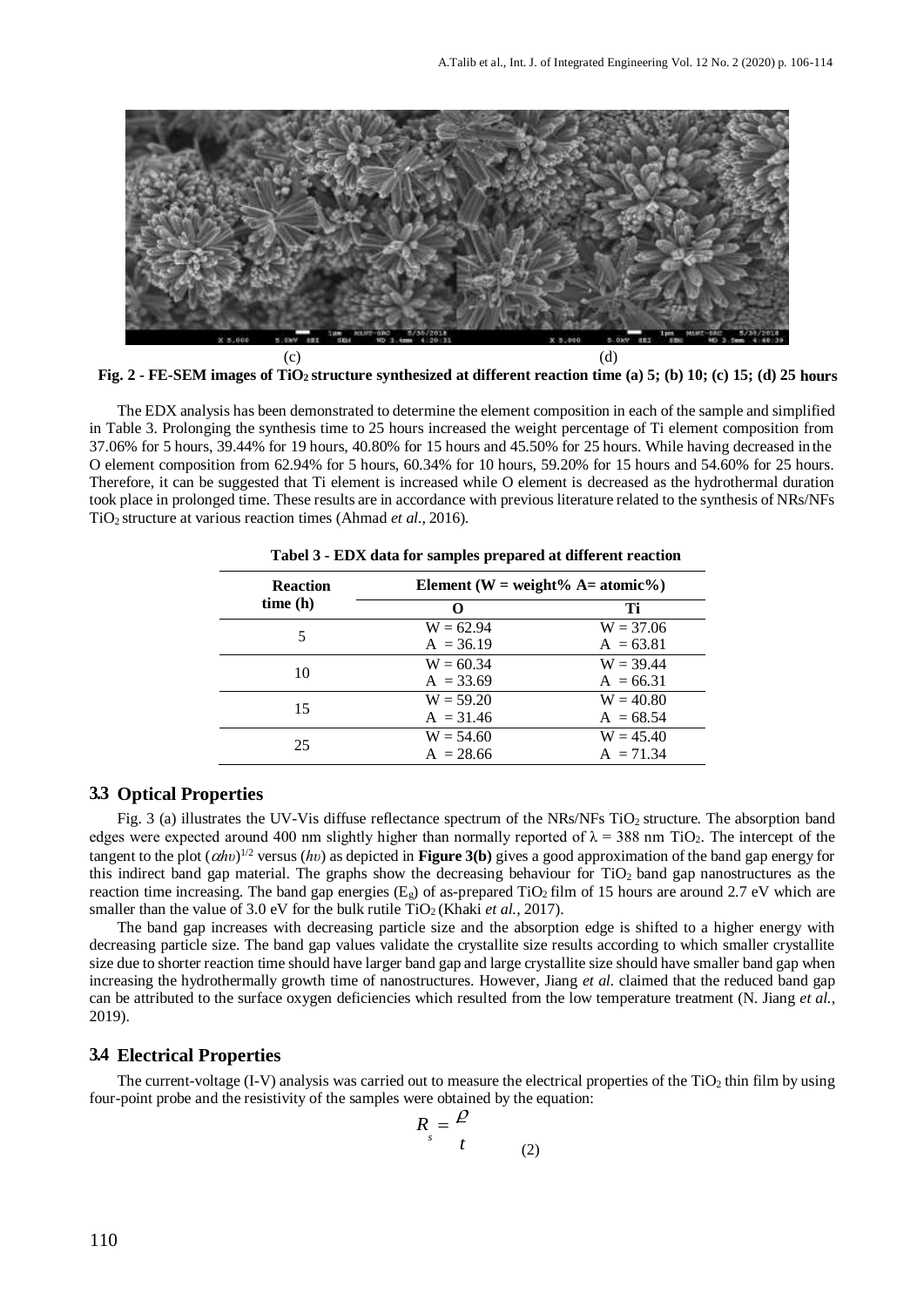(c) (d)

**Fig. 2 - FE-SEM images of $TiO_2$ structure synthesized at different reaction time (a) 5; (b) 10; (c) 15; (d) 25 hours**

The EDX analysis has been demonstrated to determine the element composition in each of the sample and simplified in Table 3. Prolonging the synthesis time to 25 hours increased the weight percentage of Ti element composition from 37.06% for 5 hours, 39.44% for 19 hours, 40.80% for 15 hours and 45.50% for 25 hours. While having decreased in the O element composition from 62.94% for 5 hours, 60.34% for 10 hours, 59.20% for 15 hours and 54.60% for 25 hours. Therefore, it can be suggested that Ti element is increased while O element is decreased as the hydrothermal duration took place in prolonged time. These results are in accordance with previous literature related to the synthesis of NRs/NFs $TiO_2$ structure at various reaction times (Ahmad *et al*., 2016).

**Tabel 3 - EDX data for samples prepared at different reaction**

| Reaction time (h) | Element (W = weight% A= atomic%) | |
|---|---|---|
| | O | Ti |
| 5 | W = 62.94<br>A = 36.19 | W = 37.06<br>A = 63.81 |
| 10 | W = 60.34<br>A = 33.69 | W = 39.44<br>A = 66.31 |
| 15 | W = 59.20<br>A = 31.46 | W = 40.80<br>A = 68.54 |
| 25 | W = 54.60<br>A = 28.66 | W = 45.40<br>A = 71.34 |

## 3.3 Optical Properties

Fig. 3 (a) illustrates the UV-Vis diffuse reflectance spectrum of the NRs/NFs $TiO_2$ structure. The absorption band edges were expected around 400 nm slightly higher than normally reported of $\lambda$ = 388 nm $TiO_2$. The intercept of the tangent to the plot $(\alpha h\upsilon)^{1/2}$ versus $(h\upsilon)$ as depicted in **Figure 3(b)** gives a good approximation of the band gap energy for this indirect band gap material. The graphs show the decreasing behaviour for $TiO_2$ band gap nanostructures as the reaction time increasing. The band gap energies ($E_g$) of as-prepared $TiO_2$ film of 15 hours are around 2.7 eV which are smaller than the value of 3.0 eV for the bulk rutile $TiO_2$ (Khaki *et al.*, 2017).

The band gap increases with decreasing particle size and the absorption edge is shifted to a higher energy with decreasing particle size. The band gap values validate the crystallite size results according to which smaller crystallite size due to shorter reaction time should have larger band gap and large crystallite size should have smaller band gap when increasing the hydrothermally growth time of nanostructures. However, Jiang *et al.* claimed that the reduced band gap can be attributed to the surface oxygen deficiencies which resulted from the low temperature treatment (N. Jiang *et al.*, 2019).

## 3.4 Electrical Properties

The current-voltage (I-V) analysis was carried out to measure the electrical properties of the $TiO_2$ thin film by using four-point probe and the resistivity of the samples were obtained by the equation:

$$R_s = \frac{\rho}{t} \quad (2)$$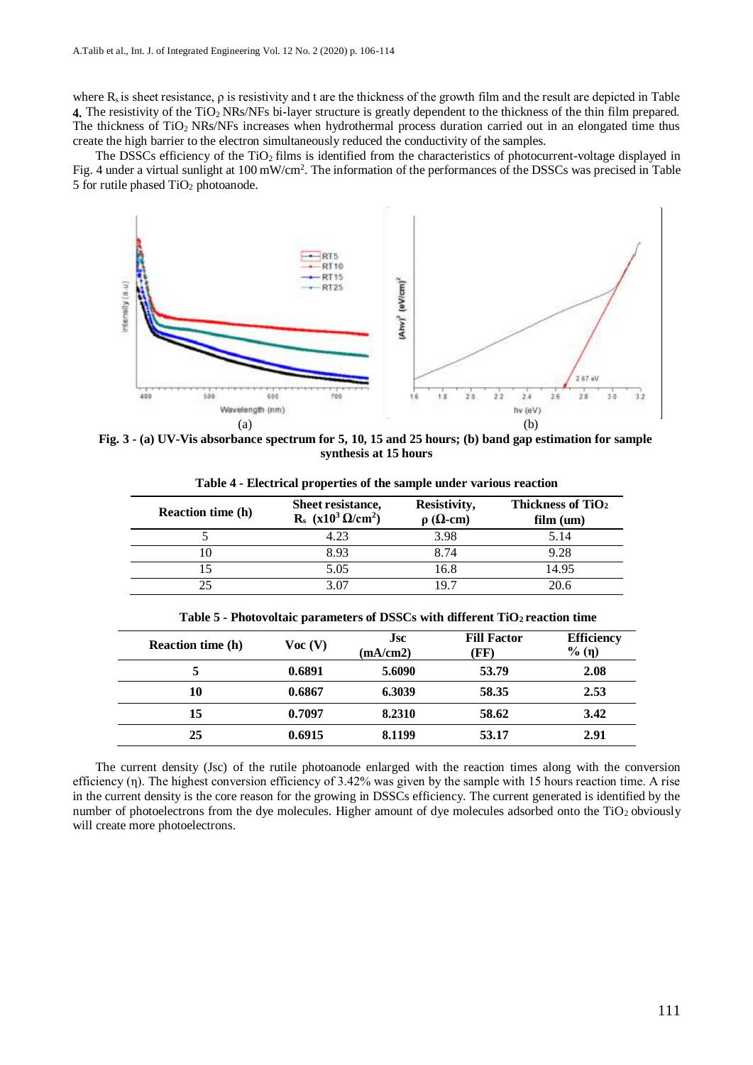where $R_s$ is sheet resistance, $\rho$ is resistivity and t are the thickness of the growth film and the result are depicted in Table **4**. The resistivity of the $TiO_2$ NRs/NFs bi-layer structure is greatly dependent to the thickness of the thin film prepared. The thickness of $TiO_2$ NRs/NFs increases when hydrothermal process duration carried out in an elongated time thus create the high barrier to the electron simultaneously reduced the conductivity of the samples.

The DSSCs efficiency of the $TiO_2$ films is identified from the characteristics of photocurrent-voltage displayed in Fig. 4 under a virtual sunlight at 100 mW/cm$^2$. The information of the performances of the DSSCs was precised in Table 5 for rutile phased $TiO_2$ photoanode.

**Fig. 3 - (a) UV-Vis absorbance spectrum for 5, 10, 15 and 25 hours; (b) band gap estimation for sample synthesis at 15 hours**

**Table 4 - Electrical properties of the sample under various reaction**

| Reaction time (h) | Sheet resistance, $R_s$ ($x10^3$ $\Omega$/cm$^2$) | Resistivity, $\rho$ ($\Omega$-cm) | Thickness of $TiO_2$ film (um) |
|---|---|---|---|
| 5 | 4.23 | 3.98 | 5.14 |
| 10 | 8.93 | 8.74 | 9.28 |
| 15 | 5.05 | 16.8 | 14.95 |
| 25 | 3.07 | 19.7 | 20.6 |

**Table 5 - Photovoltaic parameters of DSSCs with different $TiO_2$ reaction time**

| Reaction time (h) | Voc (V) | Jsc (mA/cm2) | Fill Factor (FF) | Efficiency % ($\eta$) |
|---|---|---|---|---|
| **5** | **0.6891** | **5.6090** | **53.79** | **2.08** |
| **10** | **0.6867** | **6.3039** | **58.35** | **2.53** |
| **15** | **0.7097** | **8.2310** | **58.62** | **3.42** |
| **25** | **0.6915** | **8.1199** | **53.17** | **2.91** |

The current density (Jsc) of the rutile photoanode enlarged with the reaction times along with the conversion efficiency ($\eta$). The highest conversion efficiency of 3.42% was given by the sample with 15 hours reaction time. A rise in the current density is the core reason for the growing in DSSCs efficiency. The current generated is identified by the number of photoelectrons from the dye molecules. Higher amount of dye molecules adsorbed onto the $TiO_2$ obviously will create more photoelectrons.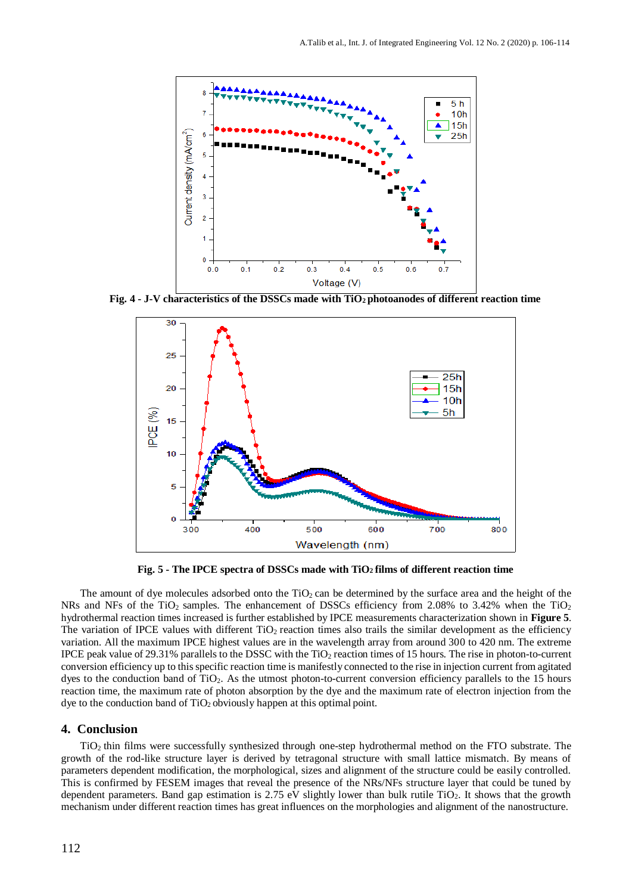Fig. 4 - J-V characteristics of the DSSCs made with $TiO_2$ photoanodes of different reaction time

Fig. 5 - The IPCE spectra of DSSCs made with $TiO_2$ films of different reaction time

The amount of dye molecules adsorbed onto the $TiO_2$ can be determined by the surface area and the height of the NRs and NFs of the $TiO_2$ samples. The enhancement of DSSCs efficiency from 2.08% to 3.42% when the $TiO_2$ hydrothermal reaction times increased is further established by IPCE measurements characterization shown in **Figure 5**. The variation of IPCE values with different $TiO_2$ reaction times also trails the similar development as the efficiency variation. All the maximum IPCE highest values are in the wavelength array from around 300 to 420 nm. The extreme IPCE peak value of 29.31% parallels to the DSSC with the $TiO_2$ reaction times of 15 hours. The rise in photon-to-current conversion efficiency up to this specific reaction time is manifestly connected to the rise in injection current from agitated dyes to the conduction band of $TiO_2$. As the utmost photon-to-current conversion efficiency parallels to the 15 hours reaction time, the maximum rate of photon absorption by the dye and the maximum rate of electron injection from the dye to the conduction band of $TiO_2$ obviously happen at this optimal point.

## 4. Conclusion

$TiO_2$ thin films were successfully synthesized through one-step hydrothermal method on the FTO substrate. The growth of the rod-like structure layer is derived by tetragonal structure with small lattice mismatch. By means of parameters dependent modification, the morphological, sizes and alignment of the structure could be easily controlled. This is confirmed by FESEM images that reveal the presence of the NRs/NFs structure layer that could be tuned by dependent parameters. Band gap estimation is 2.75 eV slightly lower than bulk rutile $TiO_2$. It shows that the growth mechanism under different reaction times has great influences on the morphologies and alignment of the nanostructure.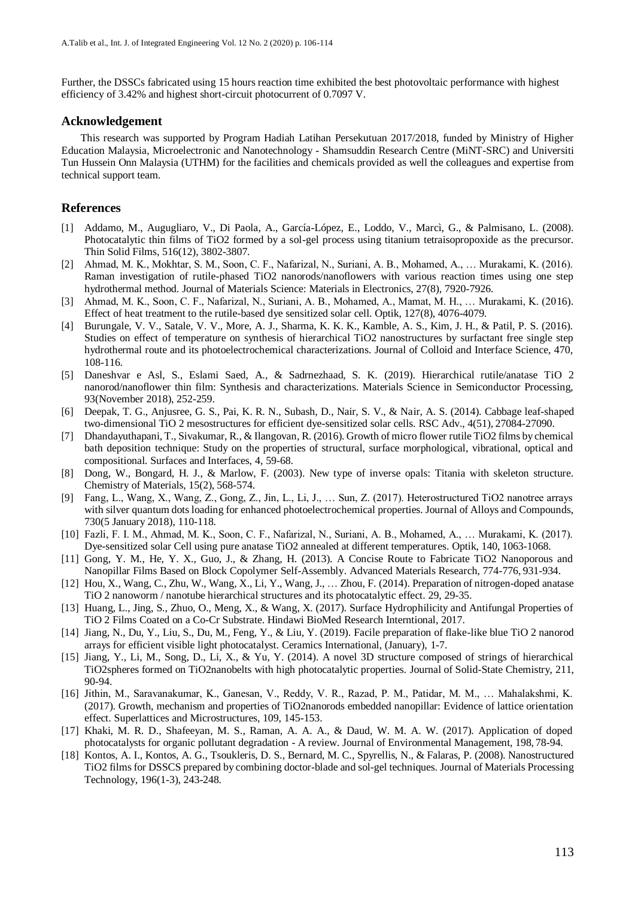Further, the DSSCs fabricated using 15 hours reaction time exhibited the best photovoltaic performance with highest efficiency of 3.42% and highest short-circuit photocurrent of 0.7097 V.

## Acknowledgement

This research was supported by Program Hadiah Latihan Persekutuan 2017/2018, funded by Ministry of Higher Education Malaysia, Microelectronic and Nanotechnology - Shamsuddin Research Centre (MiNT-SRC) and Universiti Tun Hussein Onn Malaysia (UTHM) for the facilities and chemicals provided as well the colleagues and expertise from technical support team.

## References

[1] Addamo, M., Augugliaro, V., Di Paola, A., García-López, E., Loddo, V., Marcì, G., & Palmisano, L. (2008). Photocatalytic thin films of TiO2 formed by a sol-gel process using titanium tetraisopropoxide as the precursor. Thin Solid Films, 516(12), 3802-3807.

[2] Ahmad, M. K., Mokhtar, S. M., Soon, C. F., Nafarizal, N., Suriani, A. B., Mohamed, A., … Murakami, K. (2016). Raman investigation of rutile-phased TiO2 nanorods/nanoflowers with various reaction times using one step hydrothermal method. Journal of Materials Science: Materials in Electronics, 27(8), 7920-7926.

[3] Ahmad, M. K., Soon, C. F., Nafarizal, N., Suriani, A. B., Mohamed, A., Mamat, M. H., … Murakami, K. (2016). Effect of heat treatment to the rutile-based dye sensitized solar cell. Optik, 127(8), 4076-4079.

[4] Burungale, V. V., Satale, V. V., More, A. J., Sharma, K. K. K., Kamble, A. S., Kim, J. H., & Patil, P. S. (2016). Studies on effect of temperature on synthesis of hierarchical TiO2 nanostructures by surfactant free single step hydrothermal route and its photoelectrochemical characterizations. Journal of Colloid and Interface Science, 470, 108-116.

[5] Daneshvar e Asl, S., Eslami Saed, A., & Sadrnezhaad, S. K. (2019). Hierarchical rutile/anatase TiO 2 nanorod/nanoflower thin film: Synthesis and characterizations. Materials Science in Semiconductor Processing, 93(November 2018), 252-259.

[6] Deepak, T. G., Anjusree, G. S., Pai, K. R. N., Subash, D., Nair, S. V., & Nair, A. S. (2014). Cabbage leaf-shaped two-dimensional TiO 2 mesostructures for efficient dye-sensitized solar cells. RSC Adv., 4(51), 27084-27090.

[7] Dhandayuthapani, T., Sivakumar, R., & Ilangovan, R. (2016). Growth of micro flower rutile TiO2 films by chemical bath deposition technique: Study on the properties of structural, surface morphological, vibrational, optical and compositional. Surfaces and Interfaces, 4, 59-68.

[8] Dong, W., Bongard, H. J., & Marlow, F. (2003). New type of inverse opals: Titania with skeleton structure. Chemistry of Materials, 15(2), 568-574.

[9] Fang, L., Wang, X., Wang, Z., Gong, Z., Jin, L., Li, J., … Sun, Z. (2017). Heterostructured TiO2 nanotree arrays with silver quantum dots loading for enhanced photoelectrochemical properties. Journal of Alloys and Compounds, 730(5 January 2018), 110-118.

[10] Fazli, F. I. M., Ahmad, M. K., Soon, C. F., Nafarizal, N., Suriani, A. B., Mohamed, A., … Murakami, K. (2017). Dye-sensitized solar Cell using pure anatase TiO2 annealed at different temperatures. Optik, 140, 1063-1068.

[11] Gong, Y. M., He, Y. X., Guo, J., & Zhang, H. (2013). A Concise Route to Fabricate TiO2 Nanoporous and Nanopillar Films Based on Block Copolymer Self-Assembly. Advanced Materials Research, 774-776, 931-934.

[12] Hou, X., Wang, C., Zhu, W., Wang, X., Li, Y., Wang, J., … Zhou, F. (2014). Preparation of nitrogen-doped anatase TiO 2 nanoworm / nanotube hierarchical structures and its photocatalytic effect. 29, 29-35.

[13] Huang, L., Jing, S., Zhuo, O., Meng, X., & Wang, X. (2017). Surface Hydrophilicity and Antifungal Properties of TiO 2 Films Coated on a Co-Cr Substrate. Hindawi BioMed Research Interntional, 2017.

[14] Jiang, N., Du, Y., Liu, S., Du, M., Feng, Y., & Liu, Y. (2019). Facile preparation of flake-like blue TiO 2 nanorod arrays for efficient visible light photocatalyst. Ceramics International, (January), 1-7.

[15] Jiang, Y., Li, M., Song, D., Li, X., & Yu, Y. (2014). A novel 3D structure composed of strings of hierarchical TiO2spheres formed on TiO2nanobelts with high photocatalytic properties. Journal of Solid-State Chemistry, 211, 90-94.

[16] Jithin, M., Saravanakumar, K., Ganesan, V., Reddy, V. R., Razad, P. M., Patidar, M. M., … Mahalakshmi, K. (2017). Growth, mechanism and properties of TiO2nanorods embedded nanopillar: Evidence of lattice orientation effect. Superlattices and Microstructures, 109, 145-153.

[17] Khaki, M. R. D., Shafeeyan, M. S., Raman, A. A. A., & Daud, W. M. A. W. (2017). Application of doped photocatalysts for organic pollutant degradation - A review. Journal of Environmental Management, 198, 78-94.

[18] Kontos, A. I., Kontos, A. G., Tsoukleris, D. S., Bernard, M. C., Spyrellis, N., & Falaras, P. (2008). Nanostructured TiO2 films for DSSCS prepared by combining doctor-blade and sol-gel techniques. Journal of Materials Processing Technology, 196(1-3), 243-248.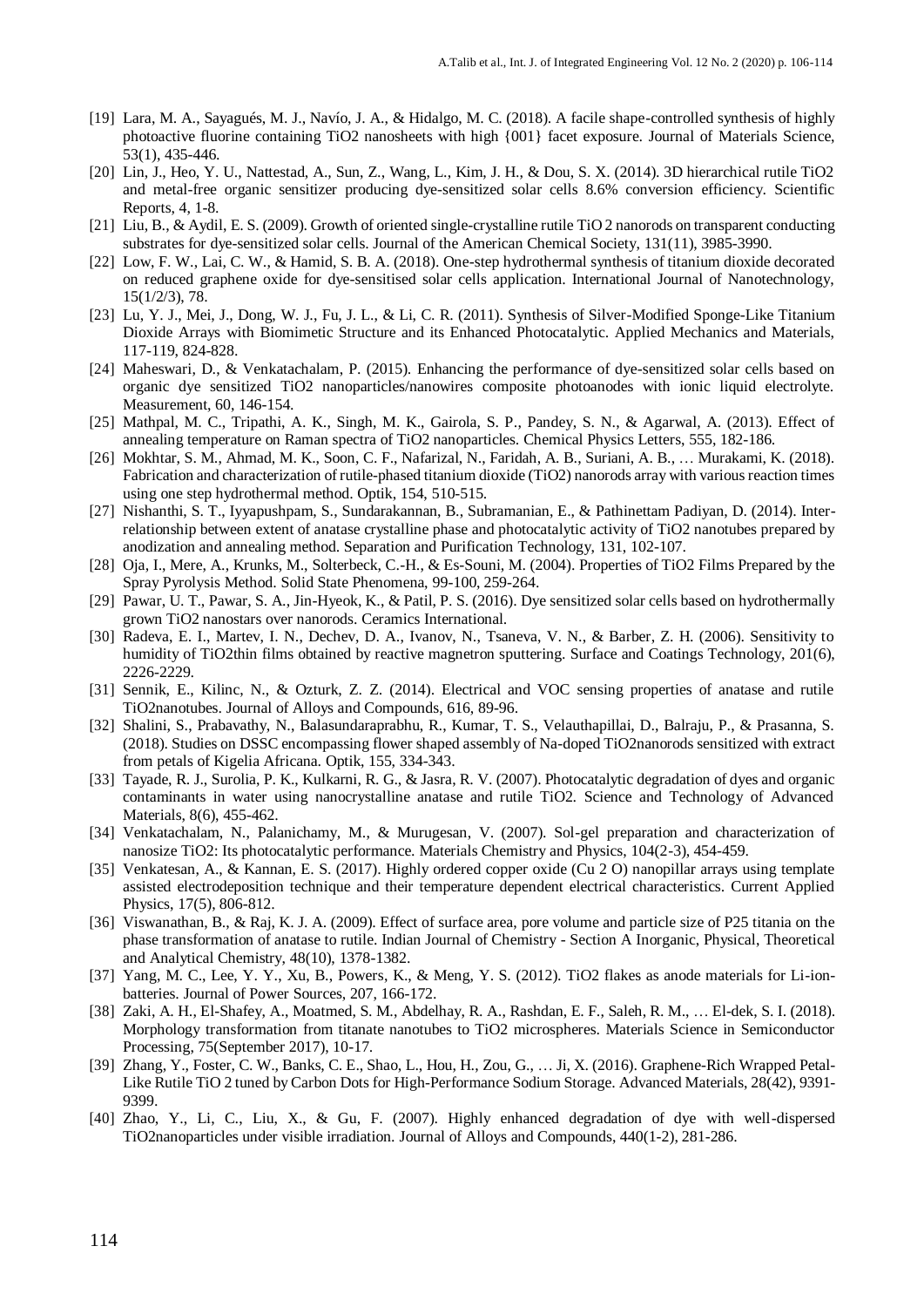[19] Lara, M. A., Sayagués, M. J., Navío, J. A., & Hidalgo, M. C. (2018). A facile shape-controlled synthesis of highly photoactive fluorine containing TiO2 nanosheets with high {001} facet exposure. Journal of Materials Science, 53(1), 435-446.

[20] Lin, J., Heo, Y. U., Nattestad, A., Sun, Z., Wang, L., Kim, J. H., & Dou, S. X. (2014). 3D hierarchical rutile TiO2 and metal-free organic sensitizer producing dye-sensitized solar cells 8.6% conversion efficiency. Scientific Reports, 4, 1-8.

[21] Liu, B., & Aydil, E. S. (2009). Growth of oriented single-crystalline rutile TiO 2 nanorods on transparent conducting substrates for dye-sensitized solar cells. Journal of the American Chemical Society, 131(11), 3985-3990.

[22] Low, F. W., Lai, C. W., & Hamid, S. B. A. (2018). One-step hydrothermal synthesis of titanium dioxide decorated on reduced graphene oxide for dye-sensitised solar cells application. International Journal of Nanotechnology, 15(1/2/3), 78.

[23] Lu, Y. J., Mei, J., Dong, W. J., Fu, J. L., & Li, C. R. (2011). Synthesis of Silver-Modified Sponge-Like Titanium Dioxide Arrays with Biomimetic Structure and its Enhanced Photocatalytic. Applied Mechanics and Materials, 117-119, 824-828.

[24] Maheswari, D., & Venkatachalam, P. (2015). Enhancing the performance of dye-sensitized solar cells based on organic dye sensitized TiO2 nanoparticles/nanowires composite photoanodes with ionic liquid electrolyte. Measurement, 60, 146-154.

[25] Mathpal, M. C., Tripathi, A. K., Singh, M. K., Gairola, S. P., Pandey, S. N., & Agarwal, A. (2013). Effect of annealing temperature on Raman spectra of TiO2 nanoparticles. Chemical Physics Letters, 555, 182-186.

[26] Mokhtar, S. M., Ahmad, M. K., Soon, C. F., Nafarizal, N., Faridah, A. B., Suriani, A. B., … Murakami, K. (2018). Fabrication and characterization of rutile-phased titanium dioxide (TiO2) nanorods array with various reaction times using one step hydrothermal method. Optik, 154, 510-515.

[27] Nishanthi, S. T., Iyyapushpam, S., Sundarakannan, B., Subramanian, E., & Pathinettam Padiyan, D. (2014). Inter-relationship between extent of anatase crystalline phase and photocatalytic activity of TiO2 nanotubes prepared by anodization and annealing method. Separation and Purification Technology, 131, 102-107.

[28] Oja, I., Mere, A., Krunks, M., Solterbeck, C.-H., & Es-Souni, M. (2004). Properties of TiO2 Films Prepared by the Spray Pyrolysis Method. Solid State Phenomena, 99-100, 259-264.

[29] Pawar, U. T., Pawar, S. A., Jin-Hyeok, K., & Patil, P. S. (2016). Dye sensitized solar cells based on hydrothermally grown TiO2 nanostars over nanorods. Ceramics International.

[30] Radeva, E. I., Martev, I. N., Dechev, D. A., Ivanov, N., Tsaneva, V. N., & Barber, Z. H. (2006). Sensitivity to humidity of TiO2thin films obtained by reactive magnetron sputtering. Surface and Coatings Technology, 201(6), 2226-2229.

[31] Sennik, E., Kilinc, N., & Ozturk, Z. Z. (2014). Electrical and VOC sensing properties of anatase and rutile TiO2nanotubes. Journal of Alloys and Compounds, 616, 89-96.

[32] Shalini, S., Prabavathy, N., Balasundaraprabhu, R., Kumar, T. S., Velauthapillai, D., Balraju, P., & Prasanna, S. (2018). Studies on DSSC encompassing flower shaped assembly of Na-doped TiO2nanorods sensitized with extract from petals of Kigelia Africana. Optik, 155, 334-343.

[33] Tayade, R. J., Surolia, P. K., Kulkarni, R. G., & Jasra, R. V. (2007). Photocatalytic degradation of dyes and organic contaminants in water using nanocrystalline anatase and rutile TiO2. Science and Technology of Advanced Materials, 8(6), 455-462.

[34] Venkatachalam, N., Palanichamy, M., & Murugesan, V. (2007). Sol-gel preparation and characterization of nanosize TiO2: Its photocatalytic performance. Materials Chemistry and Physics, 104(2-3), 454-459.

[35] Venkatesan, A., & Kannan, E. S. (2017). Highly ordered copper oxide (Cu 2 O) nanopillar arrays using template assisted electrodeposition technique and their temperature dependent electrical characteristics. Current Applied Physics, 17(5), 806-812.

[36] Viswanathan, B., & Raj, K. J. A. (2009). Effect of surface area, pore volume and particle size of P25 titania on the phase transformation of anatase to rutile. Indian Journal of Chemistry - Section A Inorganic, Physical, Theoretical and Analytical Chemistry, 48(10), 1378-1382.

[37] Yang, M. C., Lee, Y. Y., Xu, B., Powers, K., & Meng, Y. S. (2012). TiO2 flakes as anode materials for Li-ion-batteries. Journal of Power Sources, 207, 166-172.

[38] Zaki, A. H., El-Shafey, A., Moatmed, S. M., Abdelhay, R. A., Rashdan, E. F., Saleh, R. M., … El-dek, S. I. (2018). Morphology transformation from titanate nanotubes to TiO2 microspheres. Materials Science in Semiconductor Processing, 75(September 2017), 10-17.

[39] Zhang, Y., Foster, C. W., Banks, C. E., Shao, L., Hou, H., Zou, G., … Ji, X. (2016). Graphene-Rich Wrapped Petal-Like Rutile TiO 2 tuned by Carbon Dots for High-Performance Sodium Storage. Advanced Materials, 28(42), 9391-9399.

[40] Zhao, Y., Li, C., Liu, X., & Gu, F. (2007). Highly enhanced degradation of dye with well-dispersed TiO2nanoparticles under visible irradiation. Journal of Alloys and Compounds, 440(1-2), 281-286.